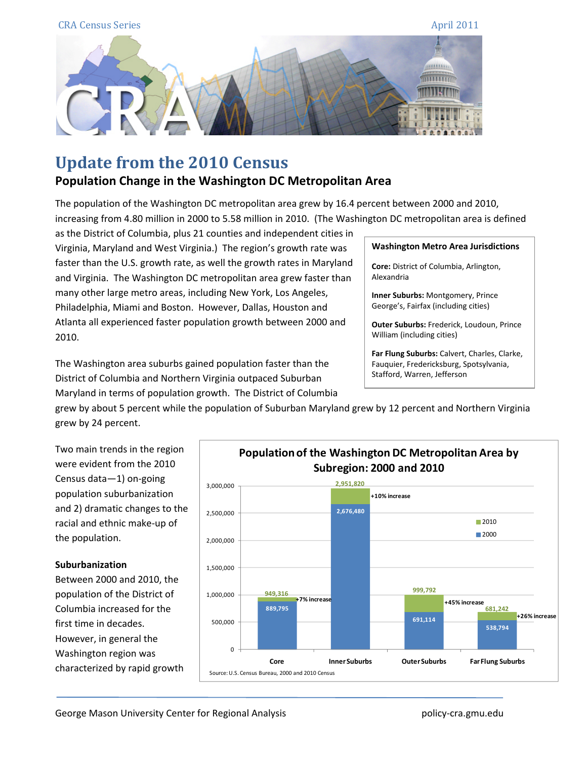CRA Census Series April 2011

# Update from the 2010 Census

## Population Change in the Washington DC Metropolitan Area

The population of the Washington DC metropolitan area grew by 16.4 percent between 2000 and 2010, increasing from 4.80 million in 2000 to 5.58 million in 2010. (The Washington DC metropolitan area is defined as the District of Columbia, plus 21 counties and independent cities in Virginia, Maryland and West Virginia.) The region's growth rate was faster than the U.S. growth rate, as well the growth rates in Maryland and Virginia. The Washington DC metropolitan area grew faster than many other large metro areas, including New York, Los Angeles, Philadelphia, Miami and Boston. However, Dallas, Houston and Atlanta all experienced faster population growth between 2000 and 2010.

**Washington Metro Area Jurisdictions**

**Core:** District of Columbia, Arlington, Alexandria

**Inner Suburbs:** Montgomery, Prince George's, Fairfax (including cities)

**Outer Suburbs:** Frederick, Loudoun, Prince William (including cities)

**Far Flung Suburbs:** Calvert, Charles, Clarke, Fauquier, Fredericksburg, Spotsylvania, Stafford, Warren, Jefferson

The Washington area suburbs gained population faster than the District of Columbia and Northern Virginia outpaced Suburban Maryland in terms of population growth. The District of Columbia grew by about 5 percent while the population of Suburban Maryland grew by 12 percent and Northern Virginia grew by 24 percent.

Two main trends in the region were evident from the 2010 Census data—1) on-going population suburbanization and 2) dramatic changes to the racial and ethnic make-up of the population.

**Suburbanization**

Between 2000 and 2010, the population of the District of Columbia increased for the first time in decades. However, in general the Washington region was characterized by rapid growth

**Population of the Washington DC Metropolitan Area by Subregion: 2000 and 2010**

| Subregion | 2000 | 2010 | Change |
|---|---|---|---|
| Core | 889,795 | 949,316 | +7% increase |
| Inner Suburbs | 2,676,480 | 2,951,820 | +10% increase |
| Outer Suburbs | 691,114 | 999,792 | +45% increase |
| Far Flung Suburbs | 538,794 | 681,242 | +26% increase |

Source: U.S. Census Bureau, 2000 and 2010 Census

George Mason University Center for Regional Analysis policy-cra.gmu.edu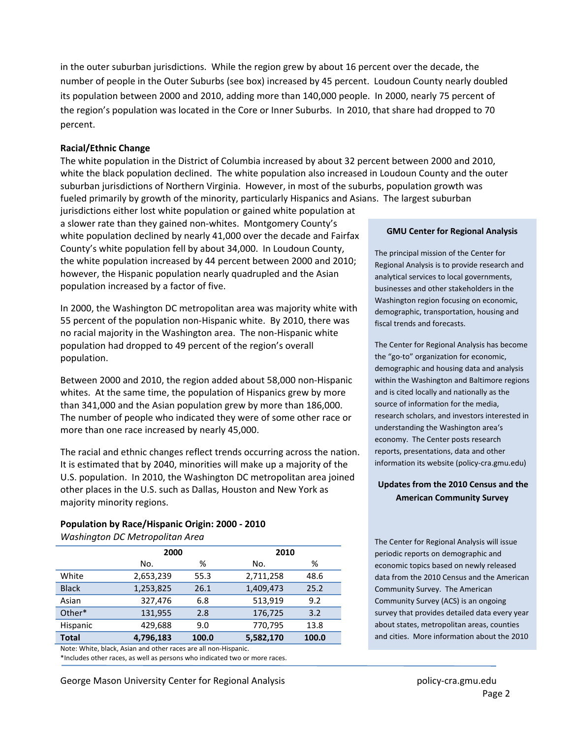in the outer suburban jurisdictions. While the region grew by about 16 percent over the decade, the number of people in the Outer Suburbs (see box) increased by 45 percent. Loudoun County nearly doubled its population between 2000 and 2010, adding more than 140,000 people. In 2000, nearly 75 percent of the region's population was located in the Core or Inner Suburbs. In 2010, that share had dropped to 70 percent.

**Racial/Ethnic Change**

The white population in the District of Columbia increased by about 32 percent between 2000 and 2010, white the black population declined. The white population also increased in Loudoun County and the outer suburban jurisdictions of Northern Virginia. However, in most of the suburbs, population growth was fueled primarily by growth of the minority, particularly Hispanics and Asians. The largest suburban jurisdictions either lost white population or gained white population at a slower rate than they gained non-whites. Montgomery County's white population declined by nearly 41,000 over the decade and Fairfax County's white population fell by about 34,000. In Loudoun County, the white population increased by 44 percent between 2000 and 2010; however, the Hispanic population nearly quadrupled and the Asian population increased by a factor of five.

In 2000, the Washington DC metropolitan area was majority white with 55 percent of the population non-Hispanic white. By 2010, there was no racial majority in the Washington area. The non-Hispanic white population had dropped to 49 percent of the region's overall population.

Between 2000 and 2010, the region added about 58,000 non-Hispanic whites. At the same time, the population of Hispanics grew by more than 341,000 and the Asian population grew by more than 186,000. The number of people who indicated they were of some other race or more than one race increased by nearly 45,000.

The racial and ethnic changes reflect trends occurring across the nation. It is estimated that by 2040, minorities will make up a majority of the U.S. population. In 2010, the Washington DC metropolitan area joined other places in the U.S. such as Dallas, Houston and New York as majority minority regions.

**Population by Race/Hispanic Origin: 2000 - 2010**

*Washington DC Metropolitan Area*

| | 2000 | | 2010 | |
|---|---|---|---|---|
| | No. | % | No. | % |
| White | 2,653,239 | 55.3 | 2,711,258 | 48.6 |
| Black | 1,253,825 | 26.1 | 1,409,473 | 25.2 |
| Asian | 327,476 | 6.8 | 513,919 | 9.2 |
| Other* | 131,955 | 2.8 | 176,725 | 3.2 |
| Hispanic | 429,688 | 9.0 | 770,795 | 13.8 |
| **Total** | **4,796,183** | **100.0** | **5,582,170** | **100.0** |

Note: White, black, Asian and other races are all non-Hispanic.

*Includes other races, as well as persons who indicated two or more races.

**GMU Center for Regional Analysis**

The principal mission of the Center for Regional Analysis is to provide research and analytical services to local governments, businesses and other stakeholders in the Washington region focusing on economic, demographic, transportation, housing and fiscal trends and forecasts.

The Center for Regional Analysis has become the "go-to" organization for economic, demographic and housing data and analysis within the Washington and Baltimore regions and is cited locally and nationally as the source of information for the media, research scholars, and investors interested in understanding the Washington area's economy. The Center posts research reports, presentations, data and other information its website (policy-cra.gmu.edu)

**Updates from the 2010 Census and the American Community Survey**

The Center for Regional Analysis will issue periodic reports on demographic and economic topics based on newly released data from the 2010 Census and the American Community Survey. The American Community Survey (ACS) is an ongoing survey that provides detailed data every year about states, metropolitan areas, counties and cities. More information about the 2010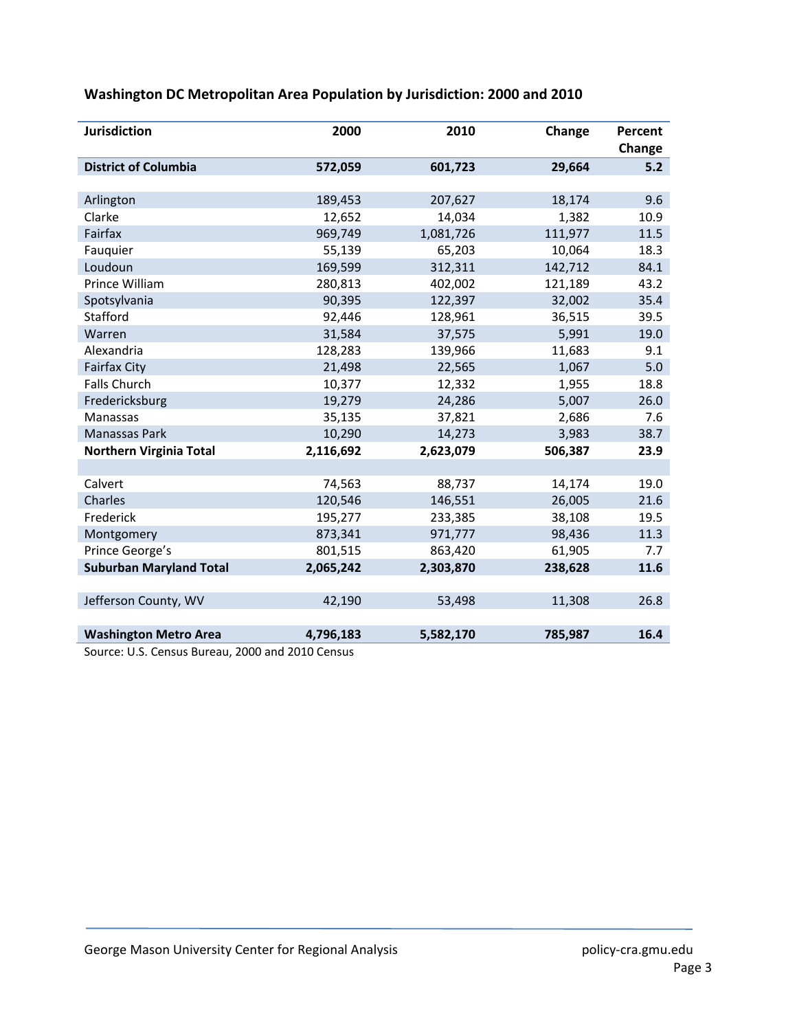## Washington DC Metropolitan Area Population by Jurisdiction: 2000 and 2010

| Jurisdiction | 2000 | 2010 | Change | Percent Change |
|---|---|---|---|---|
| **District of Columbia** | **572,059** | **601,723** | **29,664** | **5.2** |
| | | | | |
| Arlington | 189,453 | 207,627 | 18,174 | 9.6 |
| Clarke | 12,652 | 14,034 | 1,382 | 10.9 |
| Fairfax | 969,749 | 1,081,726 | 111,977 | 11.5 |
| Fauquier | 55,139 | 65,203 | 10,064 | 18.3 |
| Loudoun | 169,599 | 312,311 | 142,712 | 84.1 |
| Prince William | 280,813 | 402,002 | 121,189 | 43.2 |
| Spotsylvania | 90,395 | 122,397 | 32,002 | 35.4 |
| Stafford | 92,446 | 128,961 | 36,515 | 39.5 |
| Warren | 31,584 | 37,575 | 5,991 | 19.0 |
| Alexandria | 128,283 | 139,966 | 11,683 | 9.1 |
| Fairfax City | 21,498 | 22,565 | 1,067 | 5.0 |
| Falls Church | 10,377 | 12,332 | 1,955 | 18.8 |
| Fredericksburg | 19,279 | 24,286 | 5,007 | 26.0 |
| Manassas | 35,135 | 37,821 | 2,686 | 7.6 |
| Manassas Park | 10,290 | 14,273 | 3,983 | 38.7 |
| **Northern Virginia Total** | **2,116,692** | **2,623,079** | **506,387** | **23.9** |
| | | | | |
| Calvert | 74,563 | 88,737 | 14,174 | 19.0 |
| Charles | 120,546 | 146,551 | 26,005 | 21.6 |
| Frederick | 195,277 | 233,385 | 38,108 | 19.5 |
| Montgomery | 873,341 | 971,777 | 98,436 | 11.3 |
| Prince George's | 801,515 | 863,420 | 61,905 | 7.7 |
| **Suburban Maryland Total** | **2,065,242** | **2,303,870** | **238,628** | **11.6** |
| | | | | |
| Jefferson County, WV | 42,190 | 53,498 | 11,308 | 26.8 |
| | | | | |
| **Washington Metro Area** | **4,796,183** | **5,582,170** | **785,987** | **16.4** |

Source: U.S. Census Bureau, 2000 and 2010 Census